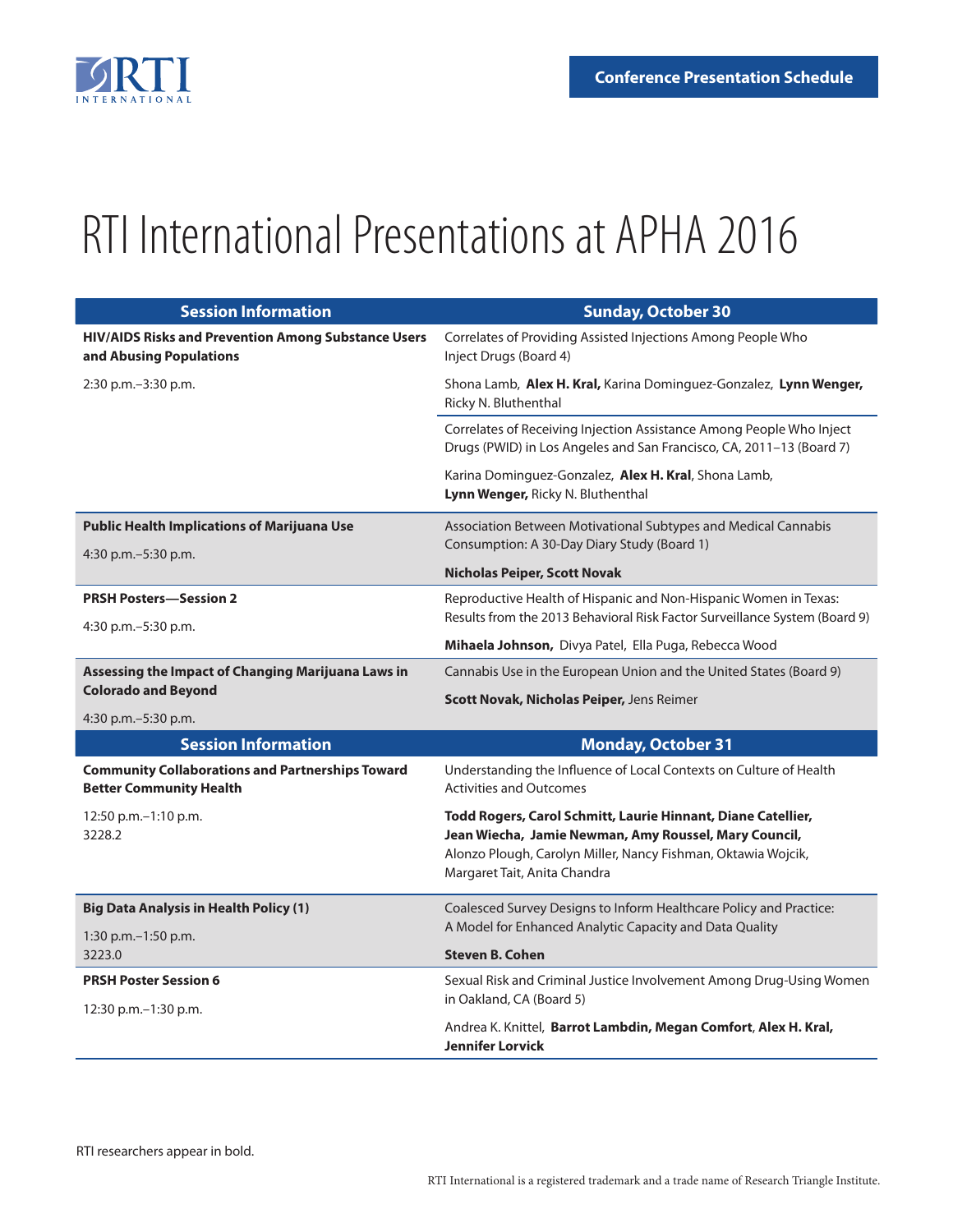Conference Presentation Schedule

# RTI International Presentations at APHA 2016

| Session Information | Sunday, October 30 |
|---|---|
| **HIV/AIDS Risks and Prevention Among Substance Users and Abusing Populations**<br><br>2:30 p.m.–3:30 p.m. | Correlates of Providing Assisted Injections Among People Who Inject Drugs (Board 4)<br><br>Shona Lamb, **Alex H. Kral,** Karina Dominguez-Gonzalez, **Lynn Wenger,** Ricky N. Bluthenthal |
| | Correlates of Receiving Injection Assistance Among People Who Inject Drugs (PWID) in Los Angeles and San Francisco, CA, 2011–13 (Board 7)<br><br>Karina Dominguez-Gonzalez, **Alex H. Kral**, Shona Lamb, **Lynn Wenger,** Ricky N. Bluthenthal |
| **Public Health Implications of Marijuana Use**<br><br>4:30 p.m.–5:30 p.m. | Association Between Motivational Subtypes and Medical Cannabis Consumption: A 30-Day Diary Study (Board 1)<br><br>**Nicholas Peiper, Scott Novak** |
| **PRSH Posters—Session 2**<br><br>4:30 p.m.–5:30 p.m. | Reproductive Health of Hispanic and Non-Hispanic Women in Texas: Results from the 2013 Behavioral Risk Factor Surveillance System (Board 9)<br><br>**Mihaela Johnson,** Divya Patel, Ella Puga, Rebecca Wood |
| **Assessing the Impact of Changing Marijuana Laws in Colorado and Beyond**<br><br>4:30 p.m.–5:30 p.m. | Cannabis Use in the European Union and the United States (Board 9)<br><br>**Scott Novak, Nicholas Peiper,** Jens Reimer |

| Session Information | Monday, October 31 |
|---|---|
| **Community Collaborations and Partnerships Toward Better Community Health**<br><br>12:50 p.m.–1:10 p.m.<br>3228.2 | Understanding the Influence of Local Contexts on Culture of Health Activities and Outcomes<br><br>**Todd Rogers, Carol Schmitt, Laurie Hinnant, Diane Catellier, Jean Wiecha, Jamie Newman, Amy Roussel, Mary Council,** Alonzo Plough, Carolyn Miller, Nancy Fishman, Oktawia Wojcik, Margaret Tait, Anita Chandra |
| **Big Data Analysis in Health Policy (1)**<br><br>1:30 p.m.–1:50 p.m.<br>3223.0 | Coalesced Survey Designs to Inform Healthcare Policy and Practice: A Model for Enhanced Analytic Capacity and Data Quality<br><br>**Steven B. Cohen** |
| **PRSH Poster Session 6**<br><br>12:30 p.m.–1:30 p.m. | Sexual Risk and Criminal Justice Involvement Among Drug-Using Women in Oakland, CA (Board 5)<br><br>Andrea K. Knittel, **Barrot Lambdin, Megan Comfort**, **Alex H. Kral, Jennifer Lorvick** |

RTI researchers appear in bold.

RTI International is a registered trademark and a trade name of Research Triangle Institute.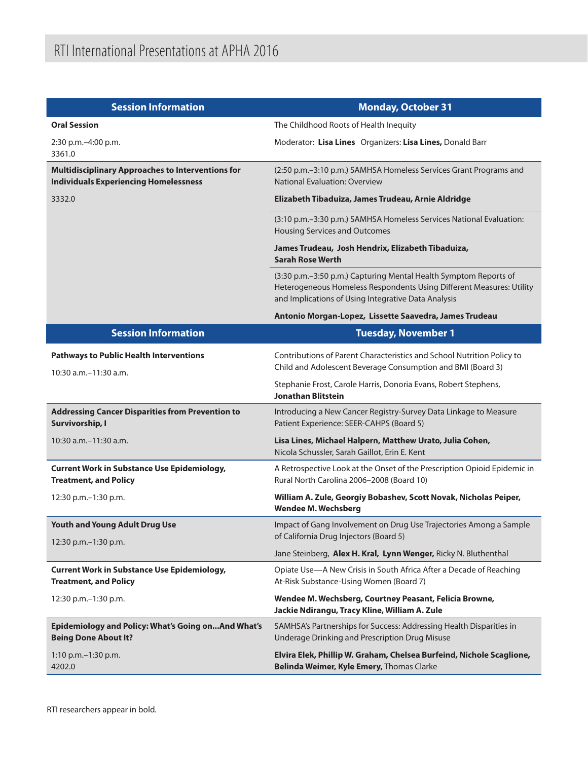# RTI International Presentations at APHA 2016

| Session Information | Monday, October 31 |
|---|---|
| **Oral Session**<br>2:30 p.m.–4:00 p.m.<br>3361.0 | The Childhood Roots of Health Inequity<br>Moderator: **Lisa Lines** Organizers: **Lisa Lines,** Donald Barr |
| **Multidisciplinary Approaches to Interventions for Individuals Experiencing Homelessness**<br>3332.0 | (2:50 p.m.–3:10 p.m.) SAMHSA Homeless Services Grant Programs and National Evaluation: Overview<br>**Elizabeth Tibaduiza, James Trudeau, Arnie Aldridge** |
| | (3:10 p.m.–3:30 p.m.) SAMHSA Homeless Services National Evaluation: Housing Services and Outcomes<br>**James Trudeau, Josh Hendrix, Elizabeth Tibaduiza, Sarah Rose Werth** |
| | (3:30 p.m.–3:50 p.m.) Capturing Mental Health Symptom Reports of Heterogeneous Homeless Respondents Using Different Measures: Utility and Implications of Using Integrative Data Analysis<br>**Antonio Morgan-Lopez, Lissette Saavedra, James Trudeau** |

| Session Information | Tuesday, November 1 |
|---|---|
| **Pathways to Public Health Interventions**<br>10:30 a.m.–11:30 a.m. | Contributions of Parent Characteristics and School Nutrition Policy to Child and Adolescent Beverage Consumption and BMI (Board 3)<br>Stephanie Frost, Carole Harris, Donoria Evans, Robert Stephens, **Jonathan Blitstein** |
| **Addressing Cancer Disparities from Prevention to Survivorship, I**<br>10:30 a.m.–11:30 a.m. | Introducing a New Cancer Registry-Survey Data Linkage to Measure Patient Experience: SEER-CAHPS (Board 5)<br>**Lisa Lines, Michael Halpern, Matthew Urato, Julia Cohen,** Nicola Schussler, Sarah Gaillot, Erin E. Kent |
| **Current Work in Substance Use Epidemiology, Treatment, and Policy**<br>12:30 p.m.–1:30 p.m. | A Retrospective Look at the Onset of the Prescription Opioid Epidemic in Rural North Carolina 2006–2008 (Board 10)<br>**William A. Zule, Georgiy Bobashev, Scott Novak, Nicholas Peiper, Wendee M. Wechsberg** |
| **Youth and Young Adult Drug Use**<br>12:30 p.m.–1:30 p.m. | Impact of Gang Involvement on Drug Use Trajectories Among a Sample of California Drug Injectors (Board 5)<br>Jane Steinberg, **Alex H. Kral, Lynn Wenger,** Ricky N. Bluthenthal |
| **Current Work in Substance Use Epidemiology, Treatment, and Policy**<br>12:30 p.m.–1:30 p.m. | Opiate Use—A New Crisis in South Africa After a Decade of Reaching At-Risk Substance-Using Women (Board 7)<br>**Wendee M. Wechsberg, Courtney Peasant, Felicia Browne, Jackie Ndirangu, Tracy Kline, William A. Zule** |
| **Epidemiology and Policy: What's Going on...And What's Being Done About It?**<br>1:10 p.m.–1:30 p.m.<br>4202.0 | SAMHSA's Partnerships for Success: Addressing Health Disparities in Underage Drinking and Prescription Drug Misuse<br>**Elvira Elek, Phillip W. Graham, Chelsea Burfeind, Nichole Scaglione, Belinda Weimer, Kyle Emery,** Thomas Clarke |

RTI researchers appear in bold.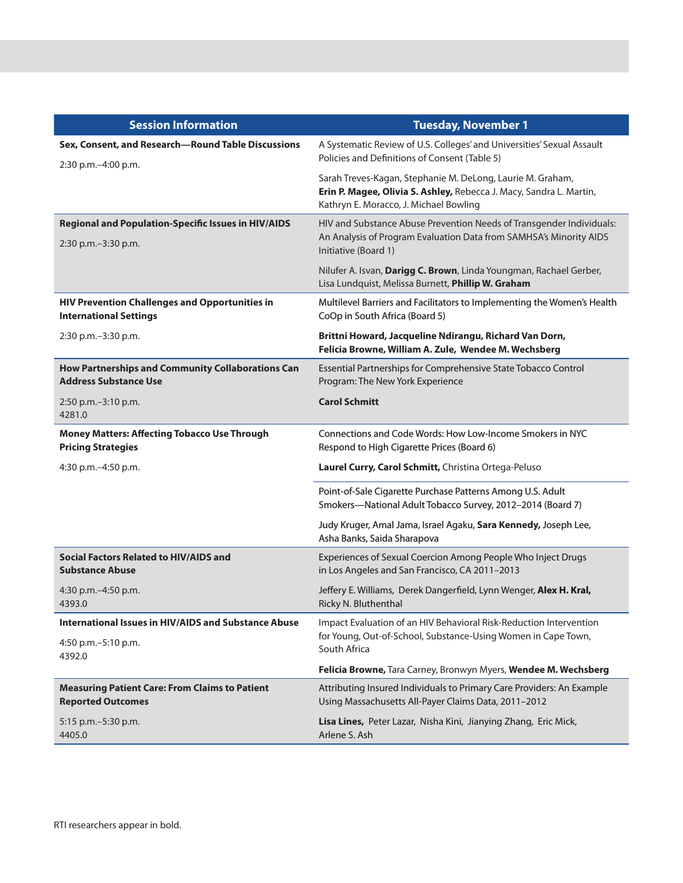| Session Information | Tuesday, November 1 |
|---|---|
| **Sex, Consent, and Research—Round Table Discussions**<br>2:30 p.m.–4:00 p.m. | A Systematic Review of U.S. Colleges' and Universities' Sexual Assault Policies and Definitions of Consent (Table 5)<br>Sarah Treves-Kagan, Stephanie M. DeLong, Laurie M. Graham, **Erin P. Magee, Olivia S. Ashley,** Rebecca J. Macy, Sandra L. Martin, Kathryn E. Moracco, J. Michael Bowling |
| **Regional and Population-Specific Issues in HIV/AIDS**<br>2:30 p.m.–3:30 p.m. | HIV and Substance Abuse Prevention Needs of Transgender Individuals: An Analysis of Program Evaluation Data from SAMHSA's Minority AIDS Initiative (Board 1)<br>Nilufer A. Isvan, **Darigg C. Brown**, Linda Youngman, Rachael Gerber, Lisa Lundquist, Melissa Burnett, **Phillip W. Graham** |
| **HIV Prevention Challenges and Opportunities in International Settings**<br>2:30 p.m.–3:30 p.m. | Multilevel Barriers and Facilitators to Implementing the Women's Health CoOp in South Africa (Board 5)<br>**Brittni Howard, Jacqueline Ndirangu, Richard Van Dorn, Felicia Browne, William A. Zule, Wendee M. Wechsberg** |
| **How Partnerships and Community Collaborations Can Address Substance Use**<br>2:50 p.m.–3:10 p.m.<br>4281.0 | Essential Partnerships for Comprehensive State Tobacco Control Program: The New York Experience<br>**Carol Schmitt** |
| **Money Matters: Affecting Tobacco Use Through Pricing Strategies**<br>4:30 p.m.–4:50 p.m. | Connections and Code Words: How Low-Income Smokers in NYC Respond to High Cigarette Prices (Board 6)<br>**Laurel Curry, Carol Schmitt,** Christina Ortega-Peluso |
| | Point-of-Sale Cigarette Purchase Patterns Among U.S. Adult Smokers—National Adult Tobacco Survey, 2012–2014 (Board 7)<br>Judy Kruger, Amal Jama, Israel Agaku, **Sara Kennedy,** Joseph Lee, Asha Banks, Saida Sharapova |
| **Social Factors Related to HIV/AIDS and Substance Abuse**<br>4:30 p.m.–4:50 p.m.<br>4393.0 | Experiences of Sexual Coercion Among People Who Inject Drugs in Los Angeles and San Francisco, CA 2011–2013<br>Jeffery E. Williams, Derek Dangerfield, Lynn Wenger, **Alex H. Kral,** Ricky N. Bluthenthal |
| **International Issues in HIV/AIDS and Substance Abuse**<br>4:50 p.m.–5:10 p.m.<br>4392.0 | Impact Evaluation of an HIV Behavioral Risk-Reduction Intervention for Young, Out-of-School, Substance-Using Women in Cape Town, South Africa<br>**Felicia Browne,** Tara Carney, Bronwyn Myers, **Wendee M. Wechsberg** |
| **Measuring Patient Care: From Claims to Patient Reported Outcomes**<br>5:15 p.m.–5:30 p.m.<br>4405.0 | Attributing Insured Individuals to Primary Care Providers: An Example Using Massachusetts All-Payer Claims Data, 2011–2012<br>**Lisa Lines,** Peter Lazar, Nisha Kini, Jianying Zhang, Eric Mick, Arlene S. Ash |

RTI researchers appear in bold.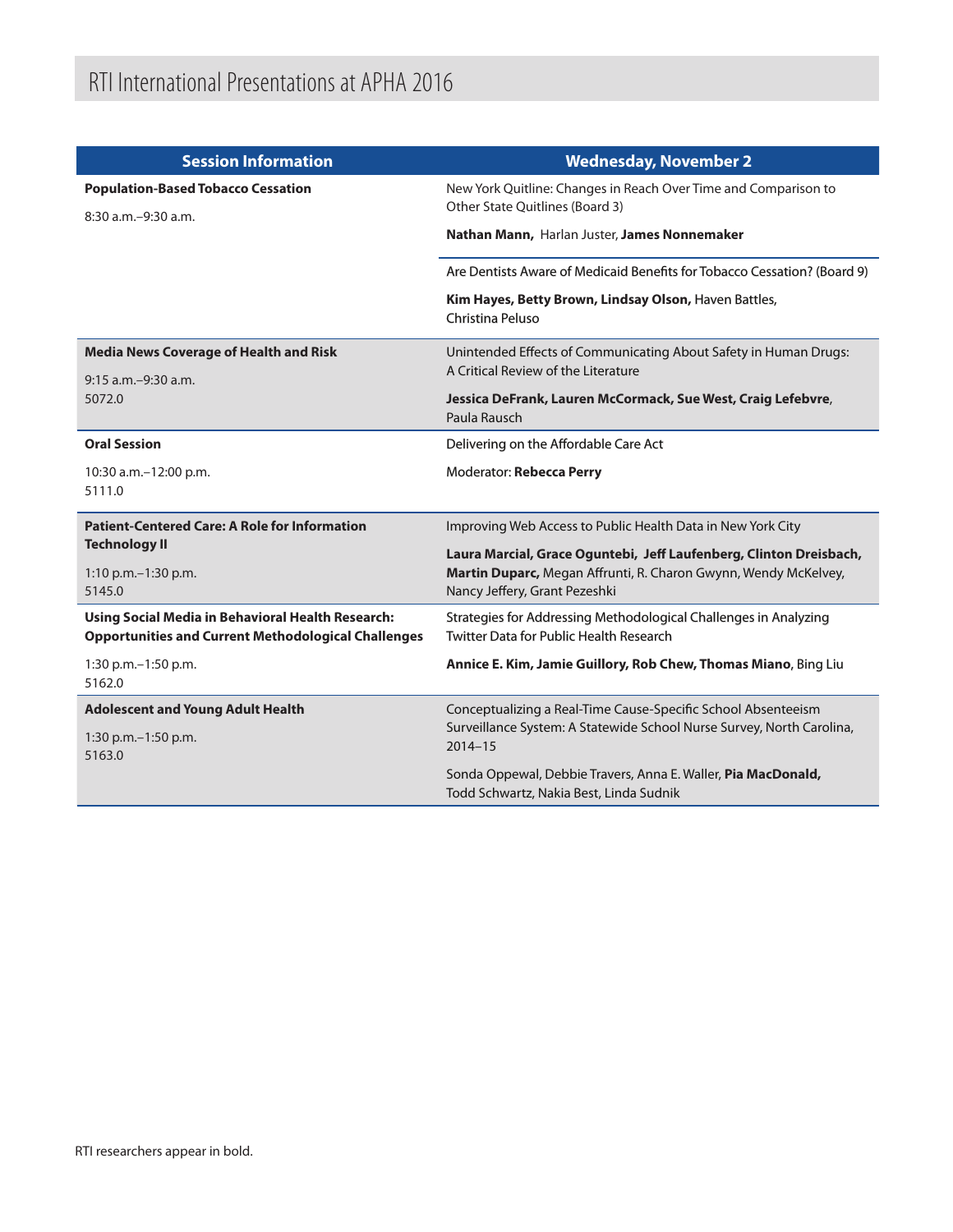# RTI International Presentations at APHA 2016

| Session Information | Wednesday, November 2 |
|---|---|
| **Population-Based Tobacco Cessation**<br><br>8:30 a.m.–9:30 a.m. | New York Quitline: Changes in Reach Over Time and Comparison to Other State Quitlines (Board 3)<br><br>**Nathan Mann,** Harlan Juster, **James Nonnemaker** |
| | Are Dentists Aware of Medicaid Benefits for Tobacco Cessation? (Board 9)<br><br>**Kim Hayes, Betty Brown, Lindsay Olson,** Haven Battles, Christina Peluso |
| **Media News Coverage of Health and Risk**<br><br>9:15 a.m.–9:30 a.m.<br>5072.0 | Unintended Effects of Communicating About Safety in Human Drugs: A Critical Review of the Literature<br><br>**Jessica DeFrank, Lauren McCormack, Sue West, Craig Lefebvre**, Paula Rausch |
| **Oral Session**<br><br>10:30 a.m.–12:00 p.m.<br>5111.0 | Delivering on the Affordable Care Act<br><br>Moderator: **Rebecca Perry** |
| **Patient-Centered Care: A Role for Information Technology II**<br><br>1:10 p.m.–1:30 p.m.<br>5145.0 | Improving Web Access to Public Health Data in New York City<br><br>**Laura Marcial, Grace Oguntebi, Jeff Laufenberg, Clinton Dreisbach, Martin Duparc,** Megan Affrunti, R. Charon Gwynn, Wendy McKelvey, Nancy Jeffery, Grant Pezeshki |
| **Using Social Media in Behavioral Health Research: Opportunities and Current Methodological Challenges**<br><br>1:30 p.m.–1:50 p.m.<br>5162.0 | Strategies for Addressing Methodological Challenges in Analyzing Twitter Data for Public Health Research<br><br>**Annice E. Kim, Jamie Guillory, Rob Chew, Thomas Miano**, Bing Liu |
| **Adolescent and Young Adult Health**<br><br>1:30 p.m.–1:50 p.m.<br>5163.0 | Conceptualizing a Real-Time Cause-Specific School Absenteeism Surveillance System: A Statewide School Nurse Survey, North Carolina, 2014–15<br><br>Sonda Oppewal, Debbie Travers, Anna E. Waller, **Pia MacDonald,** Todd Schwartz, Nakia Best, Linda Sudnik |

RTI researchers appear in bold.